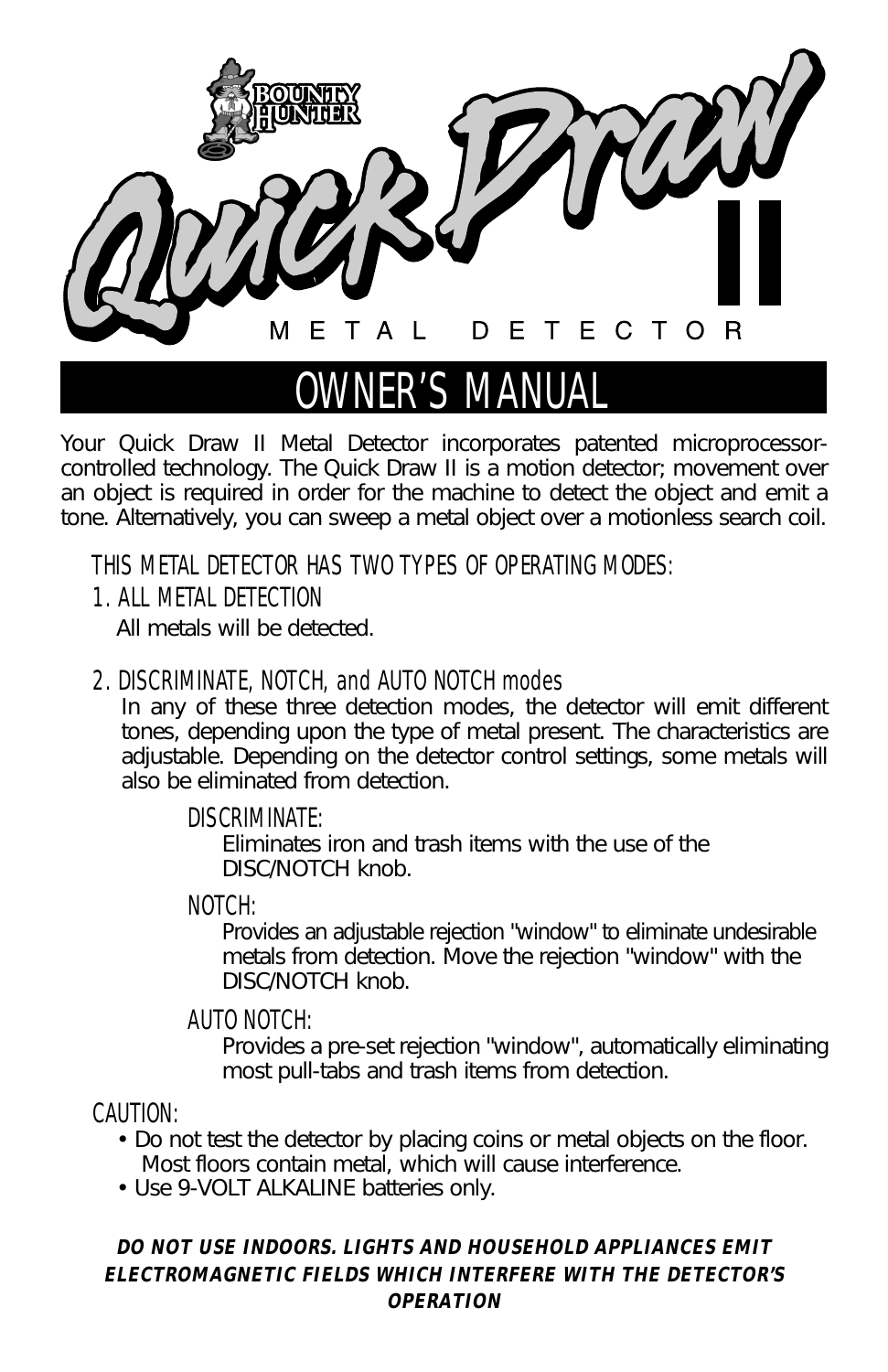# Quick Draw II

METAL DETECTOR

## OWNER'S MANUAL

Your Quick Draw II Metal Detector incorporates patented microprocessor-controlled technology. The Quick Draw II is a motion detector; movement over an object is required in order for the machine to detect the object and emit a tone. Alternatively, you can sweep a metal object over a motionless search coil.

THIS METAL DETECTOR HAS TWO TYPES OF OPERATING MODES:

1. ALL METAL DETECTION

   All metals will be detected.

2. DISCRIMINATE, NOTCH, and AUTO NOTCH modes

   In any of these three detection modes, the detector will emit different tones, depending upon the type of metal present. The characteristics are adjustable. Depending on the detector control settings, some metals will also be eliminated from detection.

   DISCRIMINATE:

   Eliminates iron and trash items with the use of the DISC/NOTCH knob.

   NOTCH:

   Provides an adjustable rejection "window" to eliminate undesirable metals from detection. Move the rejection "window" with the DISC/NOTCH knob.

   AUTO NOTCH:

   Provides a pre-set rejection "window", automatically eliminating most pull-tabs and trash items from detection.

CAUTION:

- Do not test the detector by placing coins or metal objects on the floor. Most floors contain metal, which will cause interference.
- Use 9-VOLT ALKALINE batteries only.

***DO NOT USE INDOORS. LIGHTS AND HOUSEHOLD APPLIANCES EMIT ELECTROMAGNETIC FIELDS WHICH INTERFERE WITH THE DETECTOR'S OPERATION***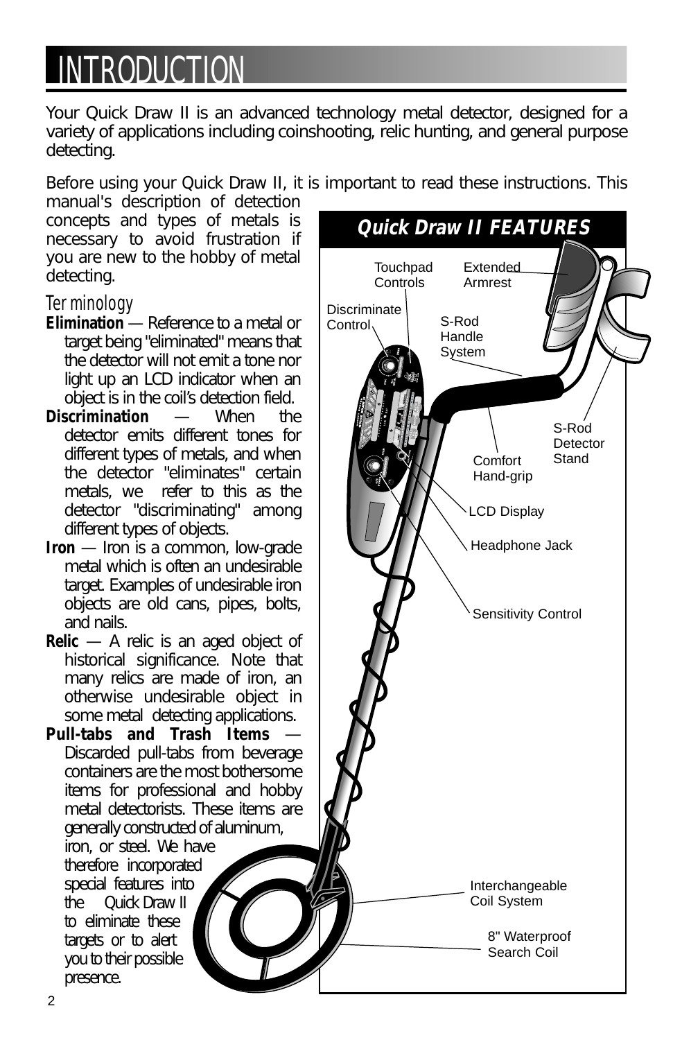# INTRODUCTION

Your Quick Draw II is an advanced technology metal detector, designed for a variety of applications including coinshooting, relic hunting, and general purpose detecting.

Before using your Quick Draw II, it is important to read these instructions. This manual's description of detection concepts and types of metals is necessary to avoid frustration if you are new to the hobby of metal detecting.

## Terminology

**Elimination** — Reference to a metal or target being "eliminated" means that the detector will not emit a tone nor light up an LCD indicator when an object is in the coil's detection field.

**Discrimination** — When the detector emits different tones for different types of metals, and when the detector "eliminates" certain metals, we refer to this as the detector "discriminating" among different types of objects.

**Iron** — Iron is a common, low-grade metal which is often an undesirable target. Examples of undesirable iron objects are old cans, pipes, bolts, and nails.

**Relic** — A relic is an aged object of historical significance. Note that many relics are made of iron, an otherwise undesirable object in some metal detecting applications.

**Pull-tabs and Trash Items** — Discarded pull-tabs from beverage containers are the most bothersome items for professional and hobby metal detectorists. These items are generally constructed of aluminum, iron, or steel. We have therefore incorporated special features into the Quick Draw II to eliminate these targets or to alert you to their possible presence.

### Quick Draw II FEATURES

- Touchpad Controls
- Extended Armrest
- Discriminate Control
- S-Rod Handle System
- S-Rod Detector Stand
- Comfort Hand-grip
- LCD Display
- Headphone Jack
- Sensitivity Control
- Interchangeable Coil System
- 8" Waterproof Search Coil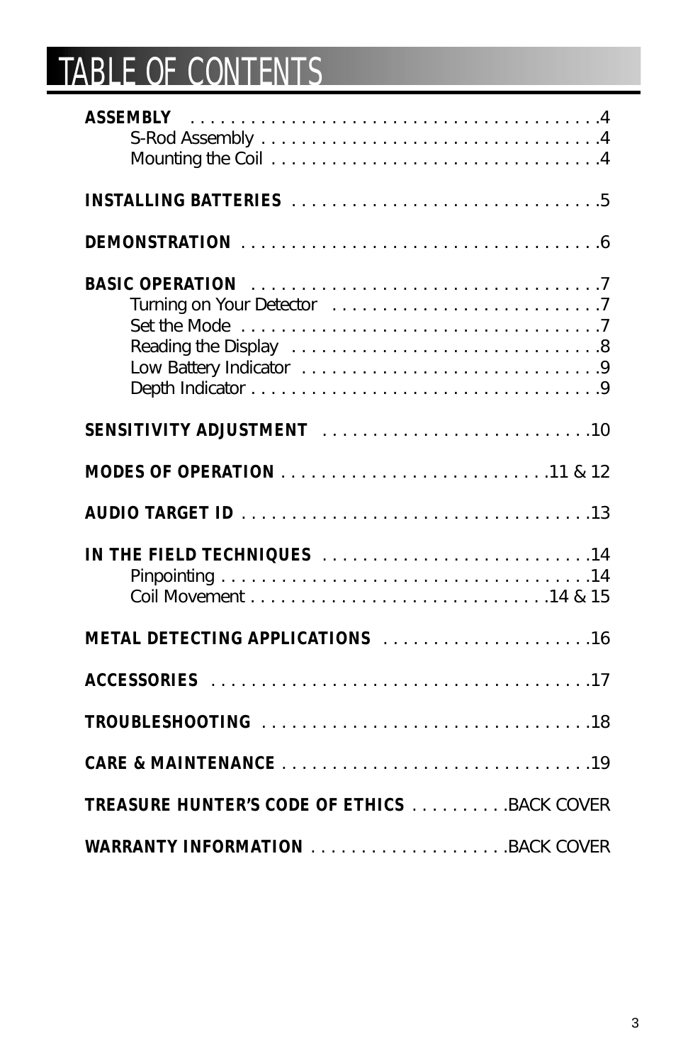# TABLE OF CONTENTS

**ASSEMBLY** . . . . . . . . . . . . . . . . . . . . . . . . . . . . . . . . . . . . . . . .4
- S-Rod Assembly . . . . . . . . . . . . . . . . . . . . . . . . . . . . . . . . . .4
- Mounting the Coil . . . . . . . . . . . . . . . . . . . . . . . . . . . . . . . .4

**INSTALLING BATTERIES** . . . . . . . . . . . . . . . . . . . . . . . . . . . . . . .5

**DEMONSTRATION** . . . . . . . . . . . . . . . . . . . . . . . . . . . . . . . . . . . .6

**BASIC OPERATION** . . . . . . . . . . . . . . . . . . . . . . . . . . . . . . . . . . .7
- Turning on Your Detector . . . . . . . . . . . . . . . . . . . . . . . . . .7
- Set the Mode . . . . . . . . . . . . . . . . . . . . . . . . . . . . . . . . . . .7
- Reading the Display . . . . . . . . . . . . . . . . . . . . . . . . . . . . . .8
- Low Battery Indicator . . . . . . . . . . . . . . . . . . . . . . . . . . . . .9
- Depth Indicator . . . . . . . . . . . . . . . . . . . . . . . . . . . . . . . . . .9

**SENSITIVITY ADJUSTMENT** . . . . . . . . . . . . . . . . . . . . . . . . . . .10

**MODES OF OPERATION** . . . . . . . . . . . . . . . . . . . . . . . . . .11 & 12

**AUDIO TARGET ID** . . . . . . . . . . . . . . . . . . . . . . . . . . . . . . . . . .13

**IN THE FIELD TECHNIQUES** . . . . . . . . . . . . . . . . . . . . . . . . . .14
- Pinpointing . . . . . . . . . . . . . . . . . . . . . . . . . . . . . . . . . . . . .14
- Coil Movement . . . . . . . . . . . . . . . . . . . . . . . . . . . . . .14 & 15

**METAL DETECTING APPLICATIONS** . . . . . . . . . . . . . . . . . . . . .16

**ACCESSORIES** . . . . . . . . . . . . . . . . . . . . . . . . . . . . . . . . . . . . . .17

**TROUBLESHOOTING** . . . . . . . . . . . . . . . . . . . . . . . . . . . . . . . .18

**CARE & MAINTENANCE** . . . . . . . . . . . . . . . . . . . . . . . . . . . . . .19

**TREASURE HUNTER'S CODE OF ETHICS** . . . . . . . . . .BACK COVER

**WARRANTY INFORMATION** . . . . . . . . . . . . . . . . . . .BACK COVER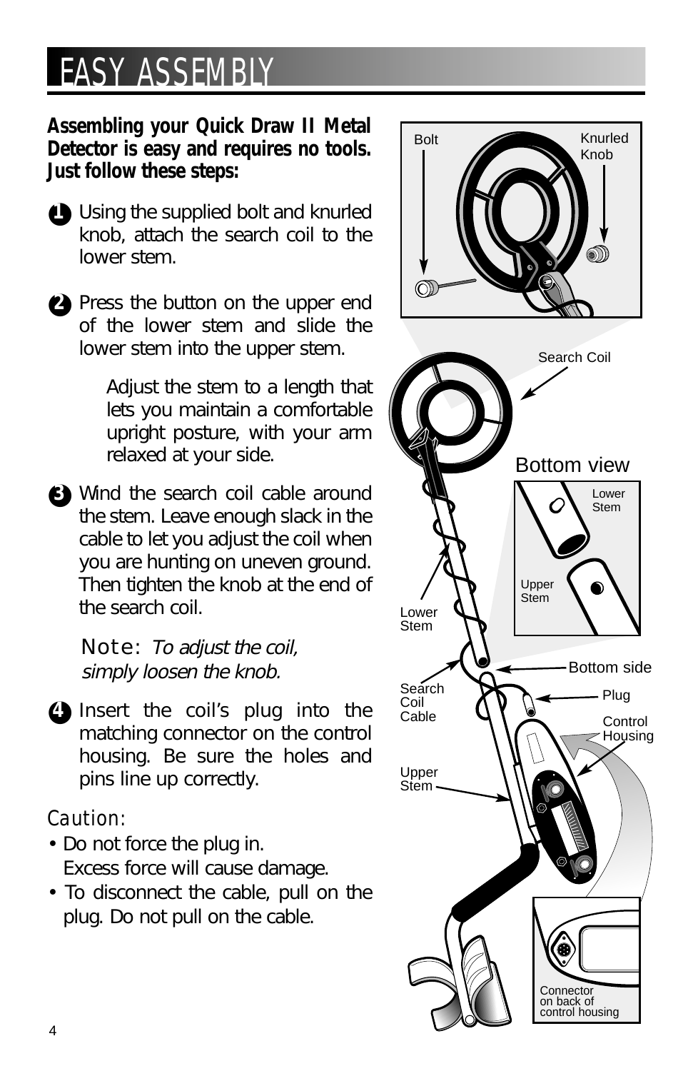# EASY ASSEMBLY

**Assembling your Quick Draw II Metal Detector is easy and requires no tools. Just follow these steps:**

1. Using the supplied bolt and knurled knob, attach the search coil to the lower stem.

2. Press the button on the upper end of the lower stem and slide the lower stem into the upper stem.

   Adjust the stem to a length that lets you maintain a comfortable upright posture, with your arm relaxed at your side.

3. Wind the search coil cable around the stem. Leave enough slack in the cable to let you adjust the coil when you are hunting on uneven ground. Then tighten the knob at the end of the search coil.

   Note: *To adjust the coil, simply loosen the knob.*

4. Insert the coil's plug into the matching connector on the control housing. Be sure the holes and pins line up correctly.

Caution:

- Do not force the plug in. Excess force will cause damage.
- To disconnect the cable, pull on the plug. Do not pull on the cable.

Bolt

Knurled Knob

Search Coil

Bottom view

Lower Stem

Upper Stem

Lower Stem

Bottom side

Search Coil Cable

Plug

Control Housing

Upper Stem

Connector on back of control housing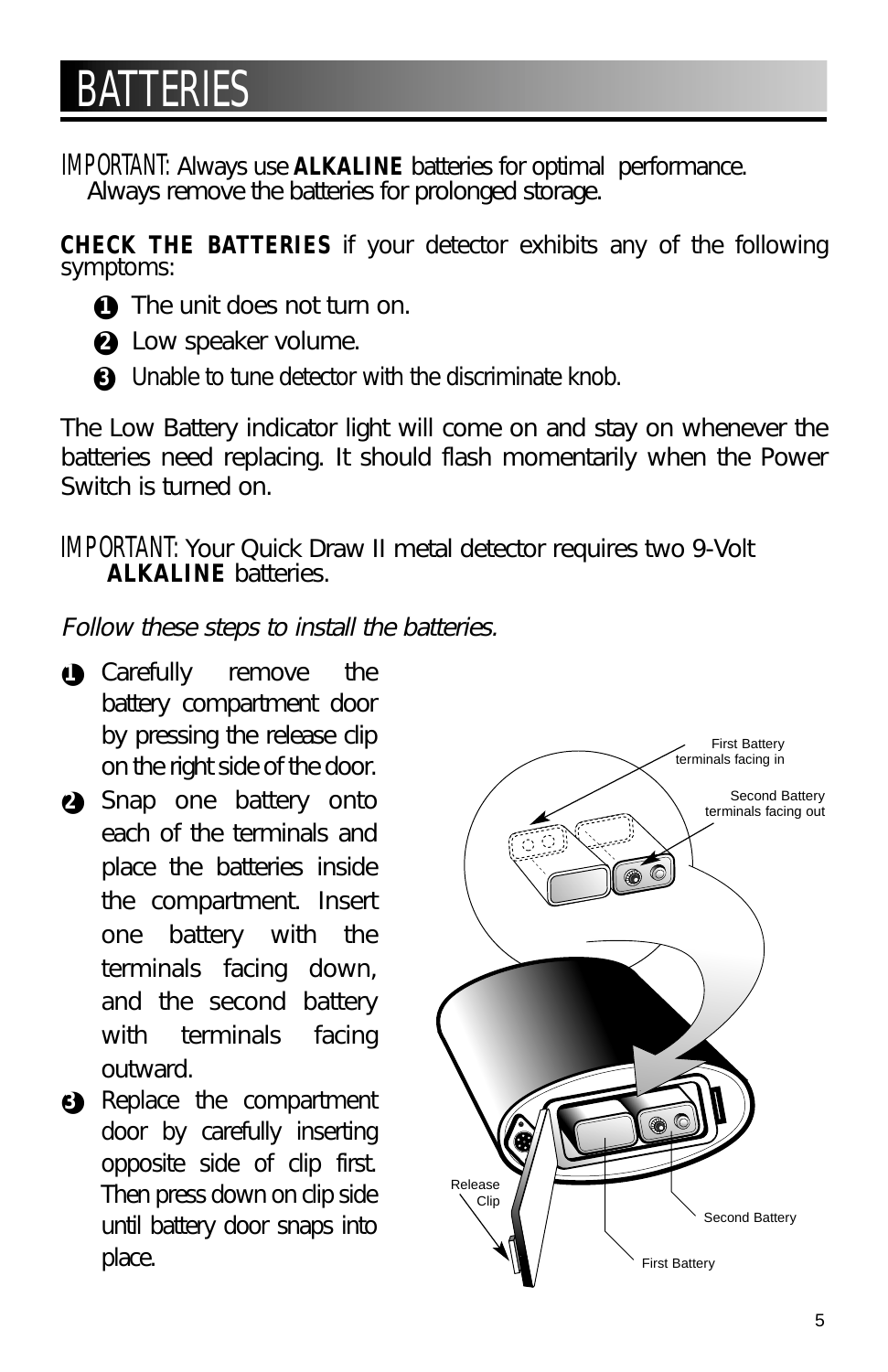# BATTERIES

IMPORTANT: Always use **ALKALINE** batteries for optimal performance. Always remove the batteries for prolonged storage.

**CHECK THE BATTERIES** if your detector exhibits any of the following symptoms:

1. The unit does not turn on.
2. Low speaker volume.
3. Unable to tune detector with the discriminate knob.

The Low Battery indicator light will come on and stay on whenever the batteries need replacing. It should flash momentarily when the Power Switch is turned on.

IMPORTANT: Your Quick Draw II metal detector requires two 9-Volt **ALKALINE** batteries.

*Follow these steps to install the batteries.*

1. Carefully remove the battery compartment door by pressing the release clip on the right side of the door.
2. Snap one battery onto each of the terminals and place the batteries inside the compartment. Insert one battery with the terminals facing down, and the second battery with terminals facing outward.
3. Replace the compartment door by carefully inserting opposite side of clip first. Then press down on clip side until battery door snaps into place.

First Battery terminals facing in

Second Battery terminals facing out

Release Clip

Second Battery

First Battery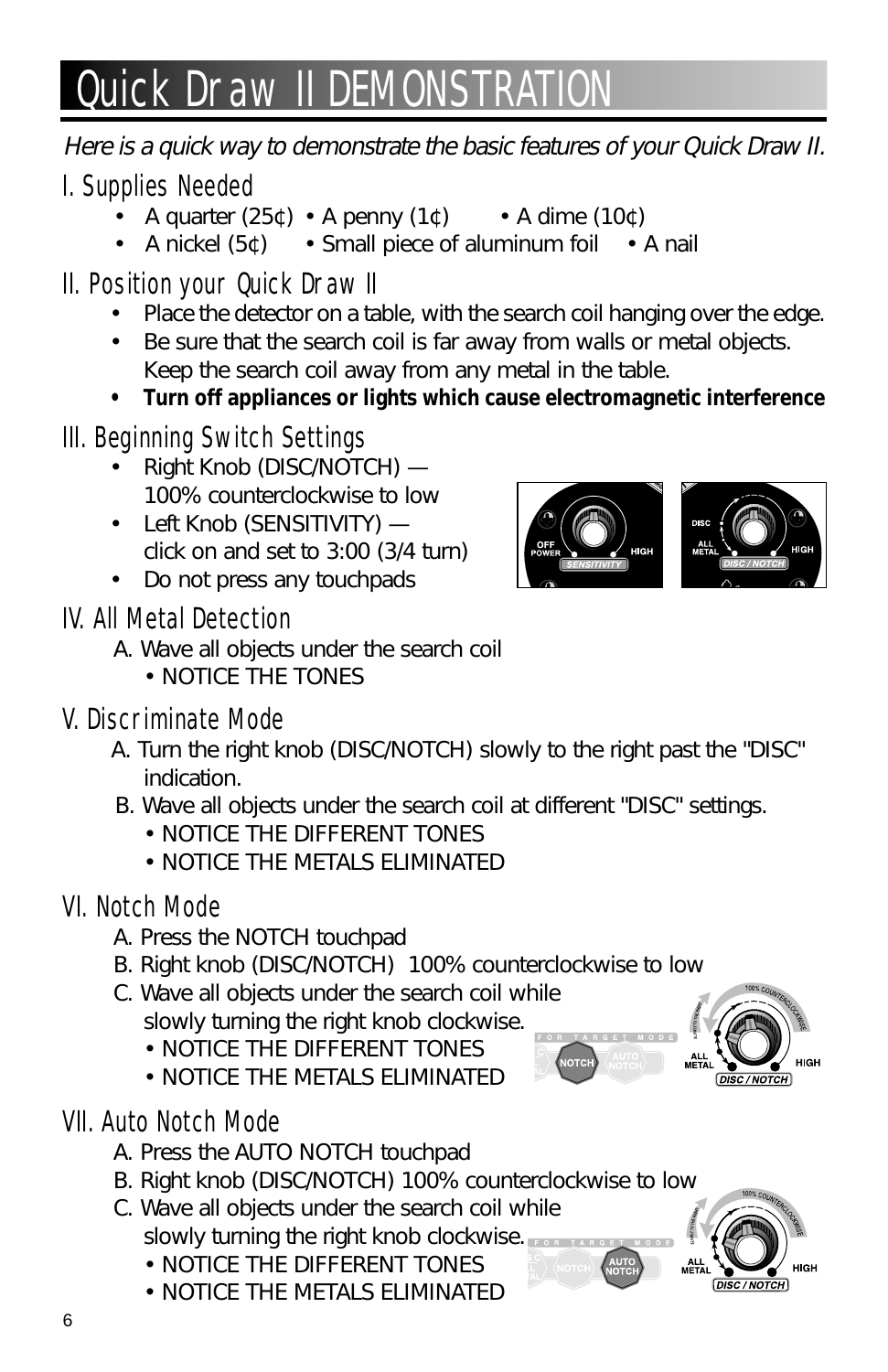# Quick Draw II DEMONSTRATION

*Here is a quick way to demonstrate the basic features of your Quick Draw II.*

## I. Supplies Needed

- A quarter (25¢) • A penny (1¢) • A dime (10¢)
- A nickel (5¢) • Small piece of aluminum foil • A nail

## II. Position your Quick Draw II

- Place the detector on a table, with the search coil hanging over the edge.
- Be sure that the search coil is far away from walls or metal objects. Keep the search coil away from any metal in the table.
- **Turn off appliances or lights which cause electromagnetic interference**

## III. Beginning Switch Settings

- Right Knob (DISC/NOTCH) — 100% counterclockwise to low
- Left Knob (SENSITIVITY) — click on and set to 3:00 (3/4 turn)
- Do not press any touchpads

## IV. All Metal Detection

A. Wave all objects under the search coil
- NOTICE THE TONES

## V. Discriminate Mode

A. Turn the right knob (DISC/NOTCH) slowly to the right past the "DISC" indication.

B. Wave all objects under the search coil at different "DISC" settings.
- NOTICE THE DIFFERENT TONES
- NOTICE THE METALS ELIMINATED

## VI. Notch Mode

A. Press the NOTCH touchpad

B. Right knob (DISC/NOTCH) 100% counterclockwise to low

C. Wave all objects under the search coil while slowly turning the right knob clockwise.
- NOTICE THE DIFFERENT TONES
- NOTICE THE METALS ELIMINATED

## VII. Auto Notch Mode

A. Press the AUTO NOTCH touchpad

B. Right knob (DISC/NOTCH) 100% counterclockwise to low

C. Wave all objects under the search coil while slowly turning the right knob clockwise.
- NOTICE THE DIFFERENT TONES
- NOTICE THE METALS ELIMINATED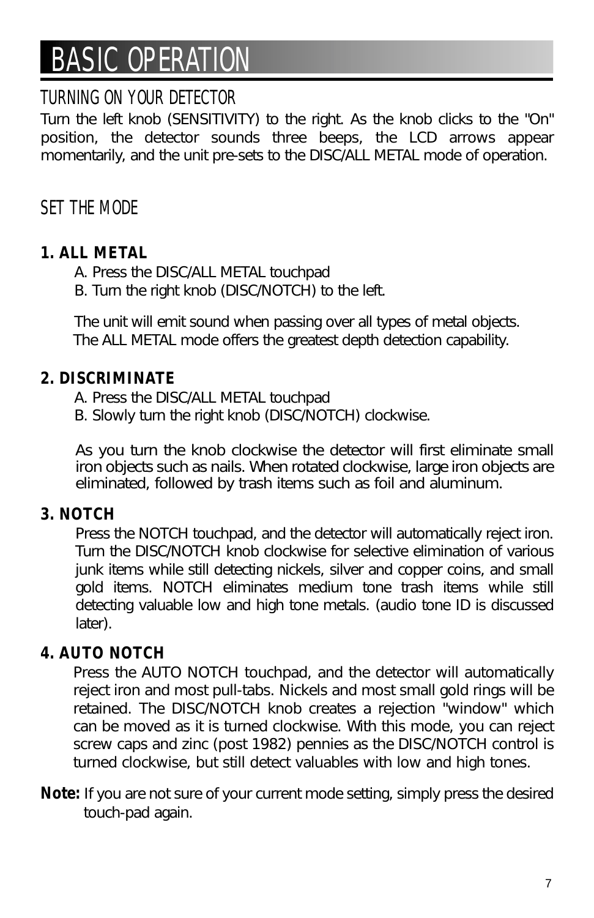# BASIC OPERATION

## TURNING ON YOUR DETECTOR

Turn the left knob (SENSITIVITY) to the right. As the knob clicks to the "On" position, the detector sounds three beeps, the LCD arrows appear momentarily, and the unit pre-sets to the DISC/ALL METAL mode of operation.

## SET THE MODE

**1. ALL METAL**

A. Press the DISC/ALL METAL touchpad
B. Turn the right knob (DISC/NOTCH) to the left.

The unit will emit sound when passing over all types of metal objects. The ALL METAL mode offers the greatest depth detection capability.

**2. DISCRIMINATE**

A. Press the DISC/ALL METAL touchpad
B. Slowly turn the right knob (DISC/NOTCH) clockwise.

As you turn the knob clockwise the detector will first eliminate small iron objects such as nails. When rotated clockwise, large iron objects are eliminated, followed by trash items such as foil and aluminum.

**3. NOTCH**

Press the NOTCH touchpad, and the detector will automatically reject iron. Turn the DISC/NOTCH knob clockwise for selective elimination of various junk items while still detecting nickels, silver and copper coins, and small gold items. NOTCH eliminates medium tone trash items while still detecting valuable low and high tone metals. (audio tone ID is discussed later).

**4. AUTO NOTCH**

Press the AUTO NOTCH touchpad, and the detector will automatically reject iron and most pull-tabs. Nickels and most small gold rings will be retained. The DISC/NOTCH knob creates a rejection "window" which can be moved as it is turned clockwise. With this mode, you can reject screw caps and zinc (post 1982) pennies as the DISC/NOTCH control is turned clockwise, but still detect valuables with low and high tones.

**Note:** If you are not sure of your current mode setting, simply press the desired touch-pad again.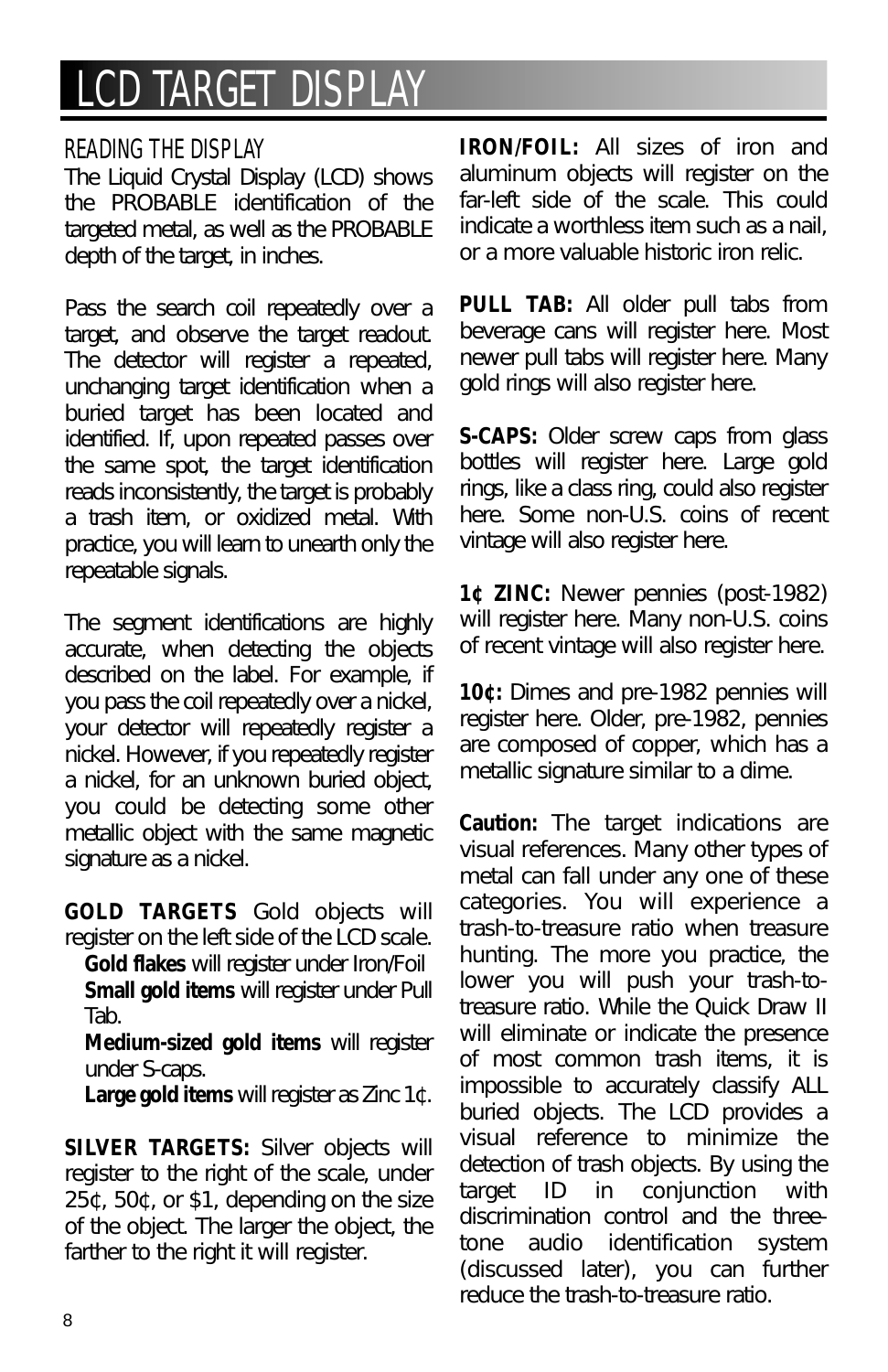# LCD TARGET DISPLAY

## READING THE DISPLAY

The Liquid Crystal Display (LCD) shows the PROBABLE identification of the targeted metal, as well as the PROBABLE depth of the target, in inches.

Pass the search coil repeatedly over a target, and observe the target readout. The detector will register a repeated, unchanging target identification when a buried target has been located and identified. If, upon repeated passes over the same spot, the target identification reads inconsistently, the target is probably a trash item, or oxidized metal. With practice, you will learn to unearth only the repeatable signals.

The segment identifications are highly accurate, when detecting the objects described on the label. For example, if you pass the coil repeatedly over a nickel, your detector will repeatedly register a nickel. However, if you repeatedly register a nickel, for an unknown buried object, you could be detecting some other metallic object with the same magnetic signature as a nickel.

**GOLD TARGETS** Gold objects will register on the left side of the LCD scale.

- **Gold flakes** will register under Iron/Foil
- **Small gold items** will register under Pull Tab.
- **Medium-sized gold items** will register under S-caps.
- **Large gold items** will register as Zinc 1¢.

**SILVER TARGETS:** Silver objects will register to the right of the scale, under 25¢, 50¢, or $1, depending on the size of the object. The larger the object, the farther to the right it will register.

**IRON/FOIL:** All sizes of iron and aluminum objects will register on the far-left side of the scale. This could indicate a worthless item such as a nail, or a more valuable historic iron relic.

**PULL TAB:** All older pull tabs from beverage cans will register here. Most newer pull tabs will register here. Many gold rings will also register here.

**S-CAPS:** Older screw caps from glass bottles will register here. Large gold rings, like a class ring, could also register here. Some non-U.S. coins of recent vintage will also register here.

**1¢ ZINC:** Newer pennies (post-1982) will register here. Many non-U.S. coins of recent vintage will also register here.

**10¢:** Dimes and pre-1982 pennies will register here. Older, pre-1982, pennies are composed of copper, which has a metallic signature similar to a dime.

**Caution:** The target indications are visual references. Many other types of metal can fall under any one of these categories. You will experience a trash-to-treasure ratio when treasure hunting. The more you practice, the lower you will push your trash-to-treasure ratio. While the Quick Draw II will eliminate or indicate the presence of most common trash items, it is impossible to accurately classify ALL buried objects. The LCD provides a visual reference to minimize the detection of trash objects. By using the target ID in conjunction with discrimination control and the three-tone audio identification system (discussed later), you can further reduce the trash-to-treasure ratio.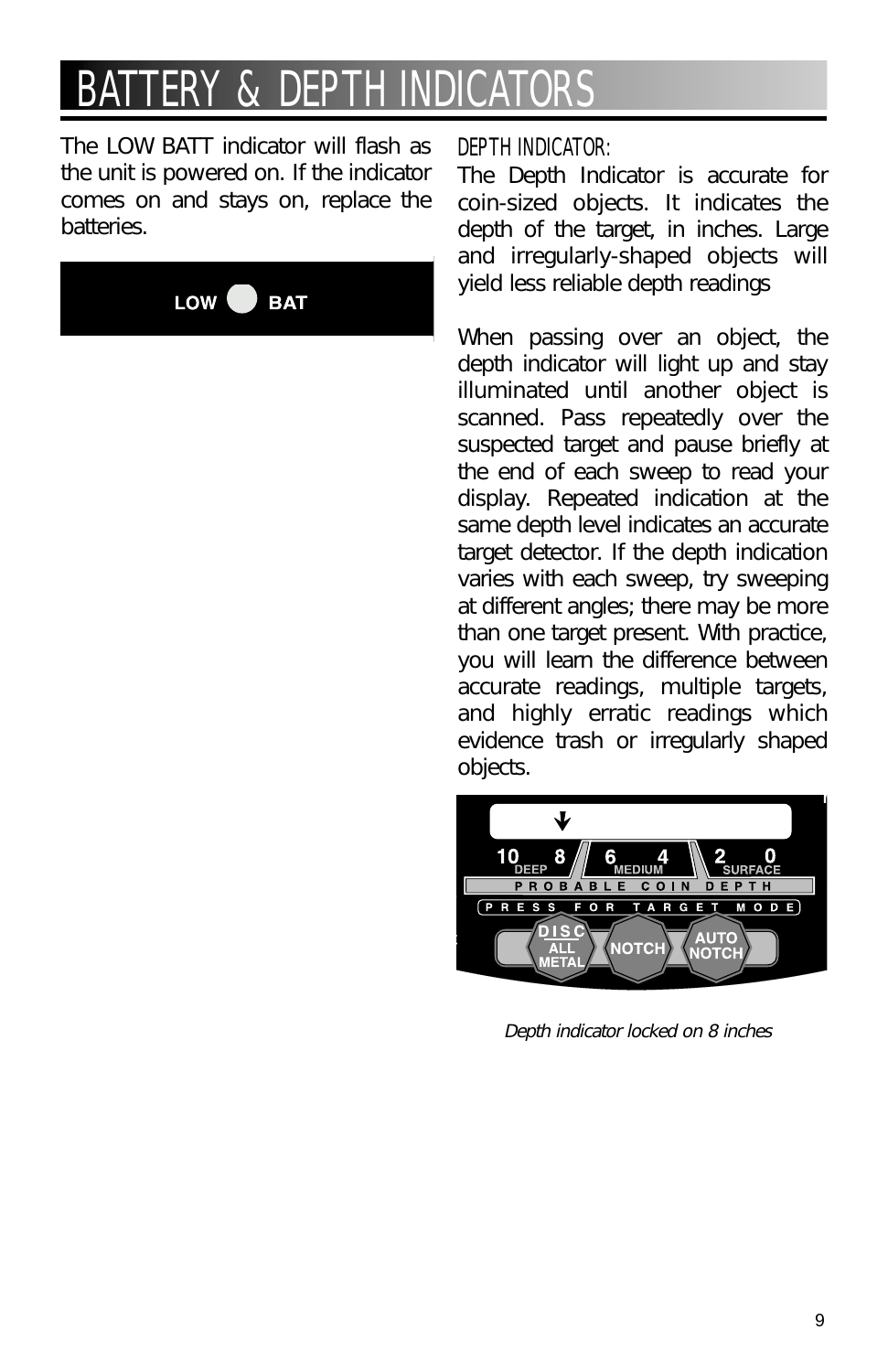# BATTERY & DEPTH INDICATORS

The LOW BATT indicator will flash as the unit is powered on. If the indicator comes on and stays on, replace the batteries.

LOW BAT

### DEPTH INDICATOR:

The Depth Indicator is accurate for coin-sized objects. It indicates the depth of the target, in inches. Large and irregularly-shaped objects will yield less reliable depth readings

When passing over an object, the depth indicator will light up and stay illuminated until another object is scanned. Pass repeatedly over the suspected target and pause briefly at the end of each sweep to read your display. Repeated indication at the same depth level indicates an accurate target detector. If the depth indication varies with each sweep, try sweeping at different angles; there may be more than one target present. With practice, you will learn the difference between accurate readings, multiple targets, and highly erratic readings which evidence trash or irregularly shaped objects.

10 8 DEEP 6 4 MEDIUM 2 0 SURFACE
PROBABLE COIN DEPTH
PRESS FOR TARGET MODE
DISC ALL METAL NOTCH AUTO NOTCH

*Depth indicator locked on 8 inches*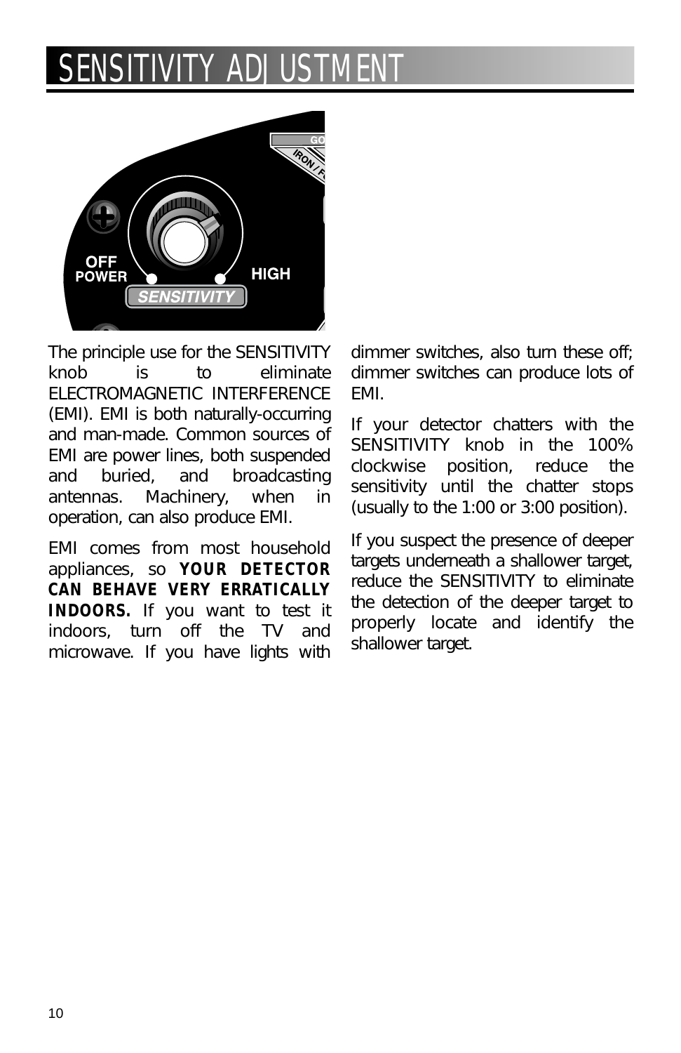# SENSITIVITY ADJUSTMENT

The principle use for the SENSITIVITY knob is to eliminate ELECTROMAGNETIC INTERFERENCE (EMI). EMI is both naturally-occurring and man-made. Common sources of EMI are power lines, both suspended and buried, and broadcasting antennas. Machinery, when in operation, can also produce EMI.

EMI comes from most household appliances, so **YOUR DETECTOR CAN BEHAVE VERY ERRATICALLY INDOORS.** If you want to test it indoors, turn off the TV and microwave. If you have lights with dimmer switches, also turn these off; dimmer switches can produce lots of EMI.

If your detector chatters with the SENSITIVITY knob in the 100% clockwise position, reduce the sensitivity until the chatter stops (usually to the 1:00 or 3:00 position).

If you suspect the presence of deeper targets underneath a shallower target, reduce the SENSITIVITY to eliminate the detection of the deeper target to properly locate and identify the shallower target.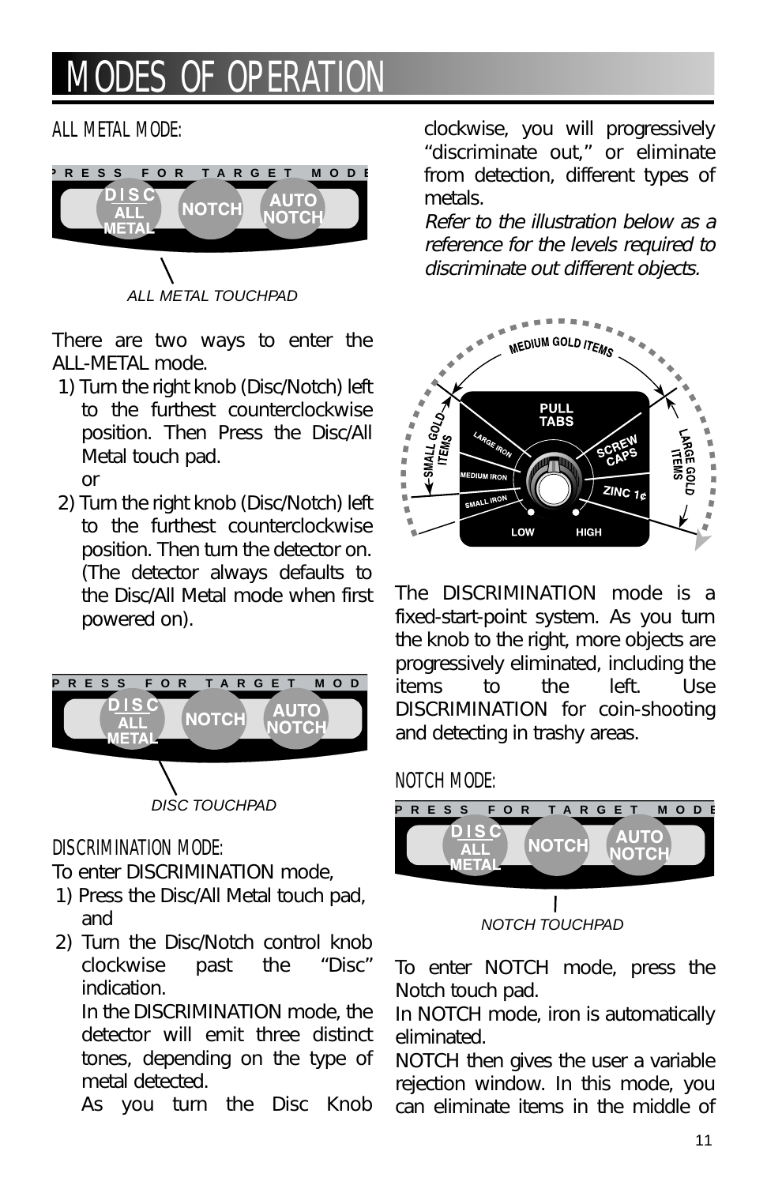# MODES OF OPERATION

## ALL METAL MODE:

*ALL METAL TOUCHPAD*

There are two ways to enter the ALL-METAL mode.

1) Turn the right knob (Disc/Notch) left to the furthest counterclockwise position. Then Press the Disc/All Metal touch pad.

   or

2) Turn the right knob (Disc/Notch) left to the furthest counterclockwise position. Then turn the detector on. (The detector always defaults to the Disc/All Metal mode when first powered on).

*DISC TOUCHPAD*

## DISCRIMINATION MODE:

To enter DISCRIMINATION mode,

1) Press the Disc/All Metal touch pad, and
2) Turn the Disc/Notch control knob clockwise past the "Disc" indication.

   In the DISCRIMINATION mode, the detector will emit three distinct tones, depending on the type of metal detected.

   As you turn the Disc Knob clockwise, you will progressively "discriminate out," or eliminate from detection, different types of metals.

   *Refer to the illustration below as a reference for the levels required to discriminate out different objects.*

The DISCRIMINATION mode is a fixed-start-point system. As you turn the knob to the right, more objects are progressively eliminated, including the items to the left. Use DISCRIMINATION for coin-shooting and detecting in trashy areas.

## NOTCH MODE:

*NOTCH TOUCHPAD*

To enter NOTCH mode, press the Notch touch pad.

In NOTCH mode, iron is automatically eliminated.

NOTCH then gives the user a variable rejection window. In this mode, you can eliminate items in the middle of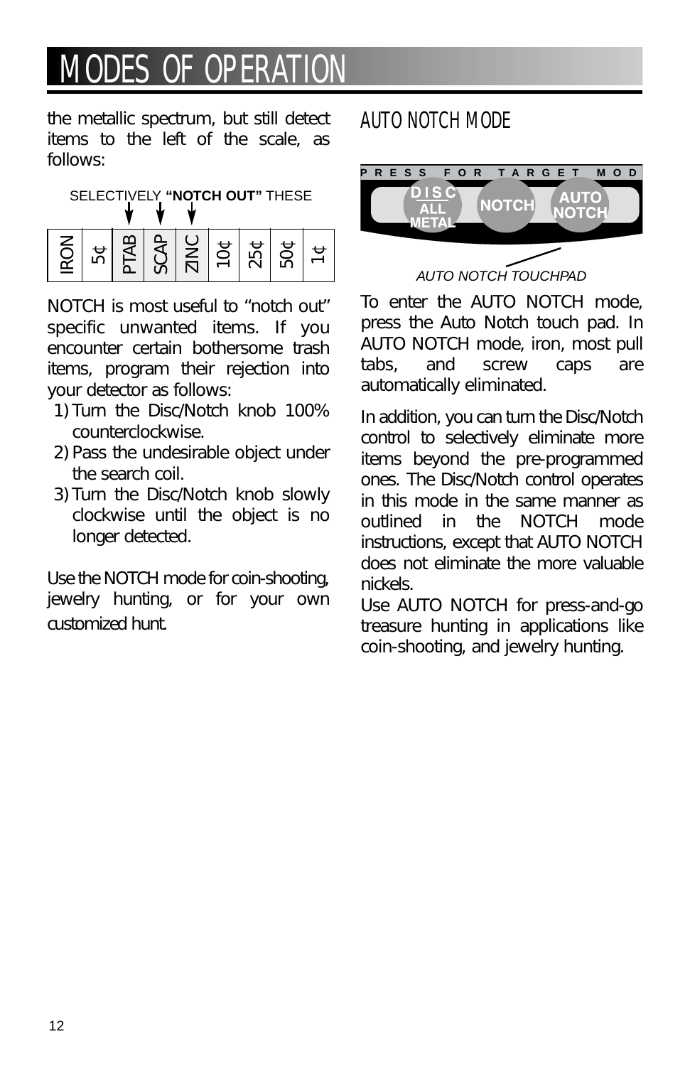# MODES OF OPERATION

the metallic spectrum, but still detect items to the left of the scale, as follows:

SELECTIVELY **"NOTCH OUT"** THESE

| IRON | 5¢ | PTAB | SCAP | ZINC | 10¢ | 25¢ | 50¢ | 1¢ |
|---|---|---|---|---|---|---|---|---|

NOTCH is most useful to "notch out" specific unwanted items. If you encounter certain bothersome trash items, program their rejection into your detector as follows:

1) Turn the Disc/Notch knob 100% counterclockwise.
2) Pass the undesirable object under the search coil.
3) Turn the Disc/Notch knob slowly clockwise until the object is no longer detected.

Use the NOTCH mode for coin-shooting, jewelry hunting, or for your own customized hunt.

## AUTO NOTCH MODE

PRESS FOR TARGET MOD

DISC ALL METAL | NOTCH | AUTO NOTCH

*AUTO NOTCH TOUCHPAD*

To enter the AUTO NOTCH mode, press the Auto Notch touch pad. In AUTO NOTCH mode, iron, most pull tabs, and screw caps are automatically eliminated.

In addition, you can turn the Disc/Notch control to selectively eliminate more items beyond the pre-programmed ones. The Disc/Notch control operates in this mode in the same manner as outlined in the NOTCH mode instructions, except that AUTO NOTCH does not eliminate the more valuable nickels.

Use AUTO NOTCH for press-and-go treasure hunting in applications like coin-shooting, and jewelry hunting.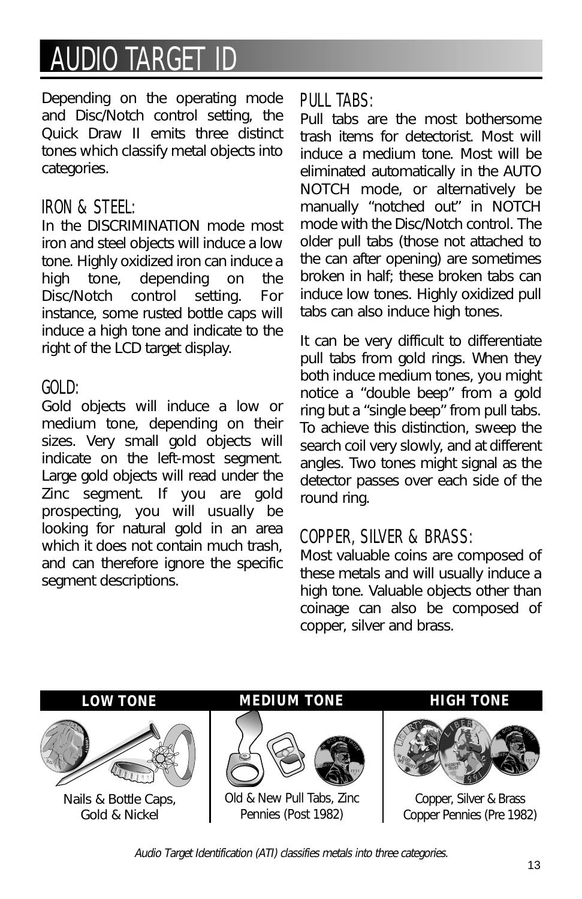# AUDIO TARGET ID

Depending on the operating mode and Disc/Notch control setting, the Quick Draw II emits three distinct tones which classify metal objects into categories.

## IRON & STEEL:

In the DISCRIMINATION mode most iron and steel objects will induce a low tone. Highly oxidized iron can induce a high tone, depending on the Disc/Notch control setting. For instance, some rusted bottle caps will induce a high tone and indicate to the right of the LCD target display.

## GOLD:

Gold objects will induce a low or medium tone, depending on their sizes. Very small gold objects will indicate on the left-most segment. Large gold objects will read under the Zinc segment. If you are gold prospecting, you will usually be looking for natural gold in an area which it does not contain much trash, and can therefore ignore the specific segment descriptions.

## PULL TABS:

Pull tabs are the most bothersome trash items for detectorist. Most will induce a medium tone. Most will be eliminated automatically in the AUTO NOTCH mode, or alternatively be manually "notched out" in NOTCH mode with the Disc/Notch control. The older pull tabs (those not attached to the can after opening) are sometimes broken in half; these broken tabs can induce low tones. Highly oxidized pull tabs can also induce high tones.

It can be very difficult to differentiate pull tabs from gold rings. When they both induce medium tones, you might notice a "double beep" from a gold ring but a "single beep" from pull tabs. To achieve this distinction, sweep the search coil very slowly, and at different angles. Two tones might signal as the detector passes over each side of the round ring.

## COPPER, SILVER & BRASS:

Most valuable coins are composed of these metals and will usually induce a high tone. Valuable objects other than coinage can also be composed of copper, silver and brass.

| LOW TONE | MEDIUM TONE | HIGH TONE |
|---|---|---|
| Nails & Bottle Caps, Gold & Nickel | Old & New Pull Tabs, Zinc Pennies (Post 1982) | Copper, Silver & Brass Copper Pennies (Pre 1982) |

*Audio Target Identification (ATI) classifies metals into three categories.*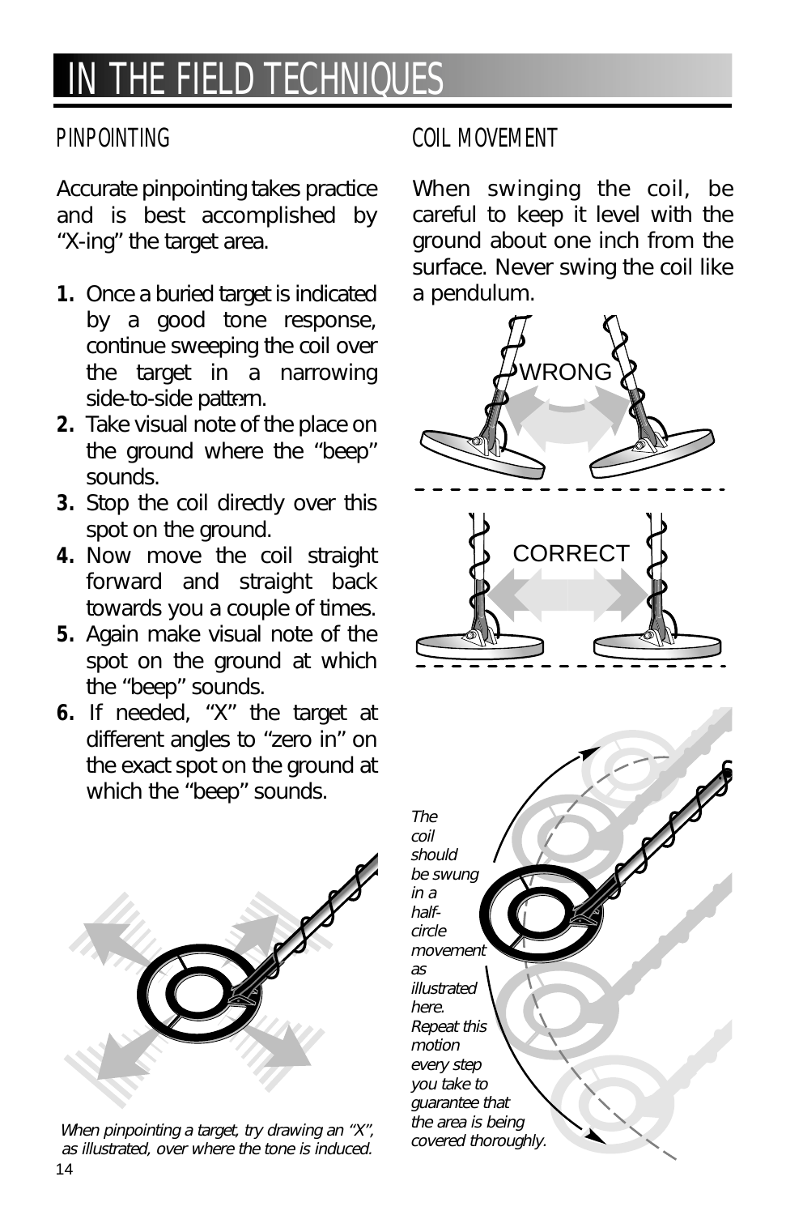# IN THE FIELD TECHNIQUES

## PINPOINTING

Accurate pinpointing takes practice and is best accomplished by "X-ing" the target area.

1. Once a buried target is indicated by a good tone response, continue sweeping the coil over the target in a narrowing side-to-side pattern.
2. Take visual note of the place on the ground where the "beep" sounds.
3. Stop the coil directly over this spot on the ground.
4. Now move the coil straight forward and straight back towards you a couple of times.
5. Again make visual note of the spot on the ground at which the "beep" sounds.
6. If needed, "X" the target at different angles to "zero in" on the exact spot on the ground at which the "beep" sounds.

*When pinpointing a target, try drawing an "X", as illustrated, over where the tone is induced.*

## COIL MOVEMENT

When swinging the coil, be careful to keep it level with the ground about one inch from the surface. Never swing the coil like a pendulum.

WRONG

CORRECT

*The coil should be swung in a half-circle movement as illustrated here. Repeat this motion every step you take to guarantee that the area is being covered thoroughly.*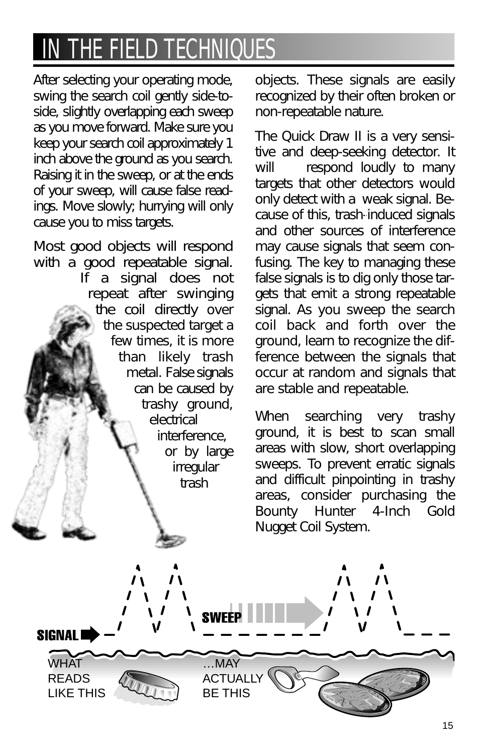# IN THE FIELD TECHNIQUES

After selecting your operating mode, swing the search coil gently side-to-side, slightly overlapping each sweep as you move forward. Make sure you keep your search coil approximately 1 inch above the ground as you search. Raising it in the sweep, or at the ends of your sweep, will cause false readings. Move slowly; hurrying will only cause you to miss targets.

Most good objects will respond with a good repeatable signal. If a signal does not repeat after swinging the coil directly over the suspected target a few times, it is more than likely trash metal. False signals can be caused by trashy ground, electrical interference, or by large irregular trash objects. These signals are easily recognized by their often broken or non-repeatable nature.

The Quick Draw II is a very sensitive and deep-seeking detector. It will respond loudly to many targets that other detectors would only detect with a weak signal. Because of this, trash-induced signals and other sources of interference may cause signals that seem confusing. The key to managing these false signals is to dig only those targets that emit a strong repeatable signal. As you sweep the search coil back and forth over the ground, learn to recognize the difference between the signals that occur at random and signals that are stable and repeatable.

When searching very trashy ground, it is best to scan small areas with slow, short overlapping sweeps. To prevent erratic signals and difficult pinpointing in trashy areas, consider purchasing the Bounty Hunter 4-Inch Gold Nugget Coil System.

SIGNAL SWEEP

WHAT READS LIKE THIS …MAY ACTUALLY BE THIS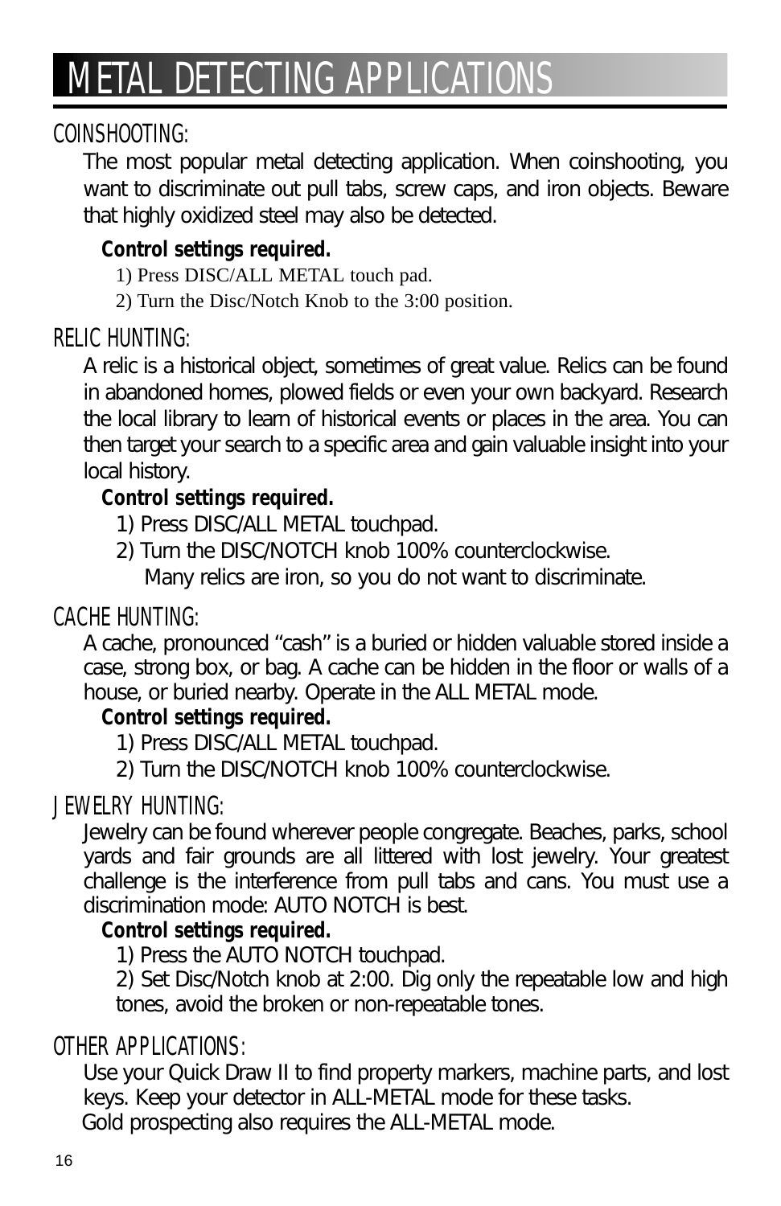# METAL DETECTING APPLICATIONS

## COINSHOOTING:

The most popular metal detecting application. When coinshooting, you want to discriminate out pull tabs, screw caps, and iron objects. Beware that highly oxidized steel may also be detected.

**Control settings required.**

1) Press DISC/ALL METAL touch pad.
2) Turn the Disc/Notch Knob to the 3:00 position.

## RELIC HUNTING:

A relic is a historical object, sometimes of great value. Relics can be found in abandoned homes, plowed fields or even your own backyard. Research the local library to learn of historical events or places in the area. You can then target your search to a specific area and gain valuable insight into your local history.

**Control settings required.**

1) Press DISC/ALL METAL touchpad.
2) Turn the DISC/NOTCH knob 100% counterclockwise.
   Many relics are iron, so you do not want to discriminate.

## CACHE HUNTING:

A cache, pronounced "cash" is a buried or hidden valuable stored inside a case, strong box, or bag. A cache can be hidden in the floor or walls of a house, or buried nearby. Operate in the ALL METAL mode.

**Control settings required.**

1) Press DISC/ALL METAL touchpad.
2) Turn the DISC/NOTCH knob 100% counterclockwise.

## JEWELRY HUNTING:

Jewelry can be found wherever people congregate. Beaches, parks, school yards and fair grounds are all littered with lost jewelry. Your greatest challenge is the interference from pull tabs and cans. You must use a discrimination mode: AUTO NOTCH is best.

**Control settings required.**

1) Press the AUTO NOTCH touchpad.
2) Set Disc/Notch knob at 2:00. Dig only the repeatable low and high tones, avoid the broken or non-repeatable tones.

## OTHER APPLICATIONS:

Use your Quick Draw II to find property markers, machine parts, and lost keys. Keep your detector in ALL-METAL mode for these tasks.
Gold prospecting also requires the ALL-METAL mode.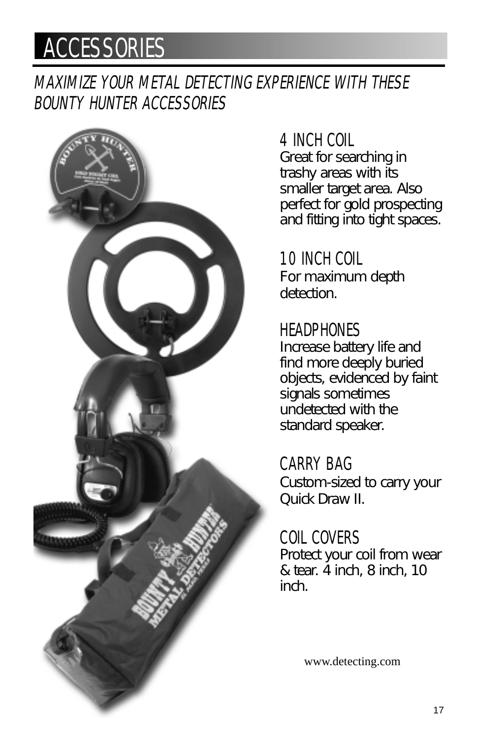# ACCESSORIES

*MAXIMIZE YOUR METAL DETECTING EXPERIENCE WITH THESE BOUNTY HUNTER ACCESSORIES*

### 4 INCH COIL

Great for searching in trashy areas with its smaller target area. Also perfect for gold prospecting and fitting into tight spaces.

### 10 INCH COIL

For maximum depth detection.

### HEADPHONES

Increase battery life and find more deeply buried objects, evidenced by faint signals sometimes undetected with the standard speaker.

### CARRY BAG

Custom-sized to carry your Quick Draw II.

### COIL COVERS

Protect your coil from wear & tear. 4 inch, 8 inch, 10 inch.

www.detecting.com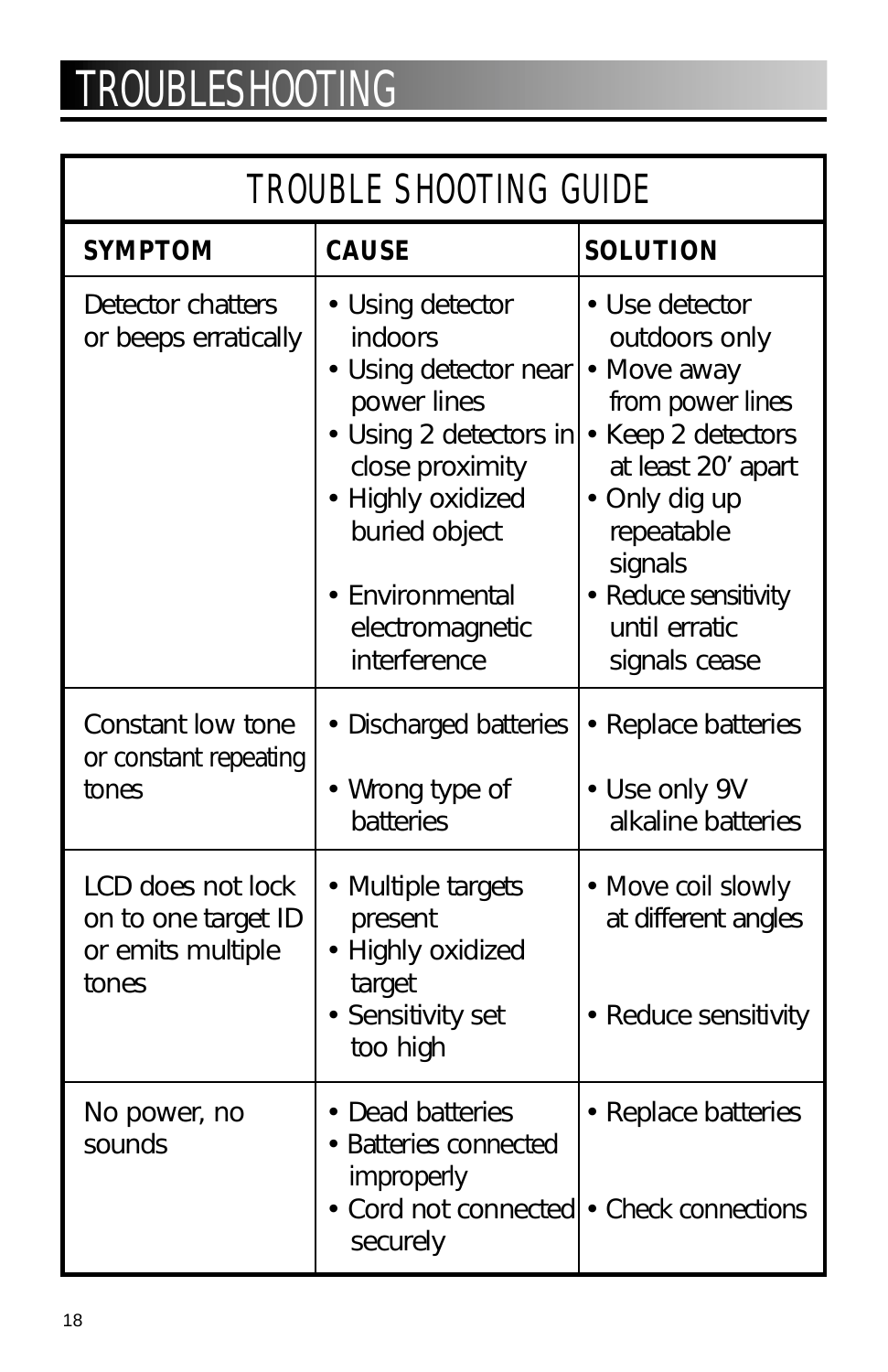# TROUBLESHOOTING

## TROUBLE SHOOTING GUIDE

| SYMPTOM | CAUSE | SOLUTION |
|---|---|---|
| Detector chatters or beeps erratically | • Using detector indoors<br>• Using detector near power lines<br>• Using 2 detectors in close proximity<br>• Highly oxidized buried object<br>• Environmental electromagnetic interference | • Use detector outdoors only<br>• Move away from power lines<br>• Keep 2 detectors at least 20' apart<br>• Only dig up repeatable signals<br>• Reduce sensitivity until erratic signals cease |
| Constant low tone or constant repeating tones | • Discharged batteries<br>• Wrong type of batteries | • Replace batteries<br>• Use only 9V alkaline batteries |
| LCD does not lock on to one target ID or emits multiple tones | • Multiple targets present<br>• Highly oxidized target<br>• Sensitivity set too high | • Move coil slowly at different angles<br>• Reduce sensitivity |
| No power, no sounds | • Dead batteries<br>• Batteries connected improperly<br>• Cord not connected securely | • Replace batteries<br>• Check connections |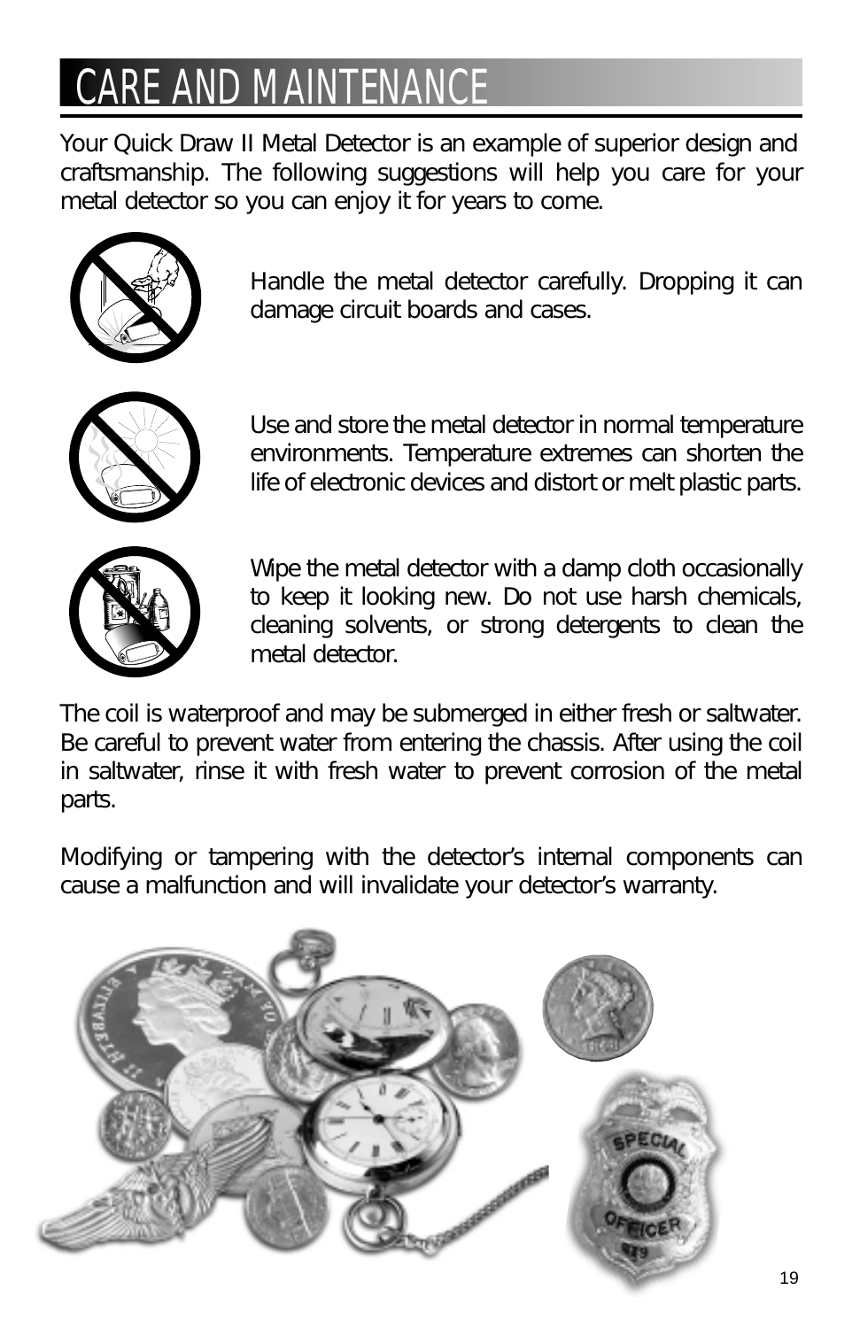# CARE AND MAINTENANCE

Your Quick Draw II Metal Detector is an example of superior design and craftsmanship. The following suggestions will help you care for your metal detector so you can enjoy it for years to come.

Handle the metal detector carefully. Dropping it can damage circuit boards and cases.

Use and store the metal detector in normal temperature environments. Temperature extremes can shorten the life of electronic devices and distort or melt plastic parts.

Wipe the metal detector with a damp cloth occasionally to keep it looking new. Do not use harsh chemicals, cleaning solvents, or strong detergents to clean the metal detector.

The coil is waterproof and may be submerged in either fresh or saltwater. Be careful to prevent water from entering the chassis. After using the coil in saltwater, rinse it with fresh water to prevent corrosion of the metal parts.

Modifying or tampering with the detector's internal components can cause a malfunction and will invalidate your detector's warranty.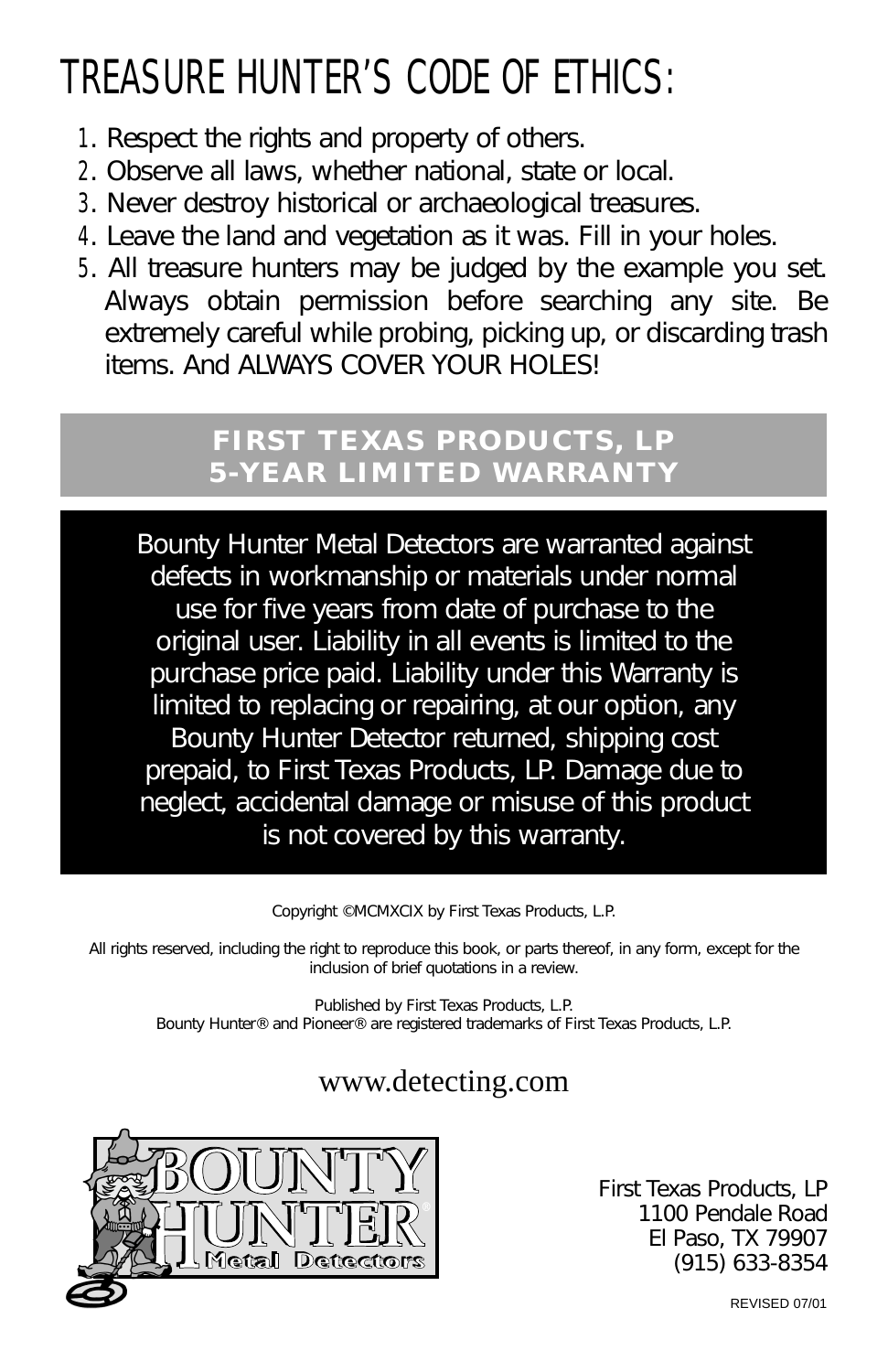# TREASURE HUNTER'S CODE OF ETHICS:

1. Respect the rights and property of others.
2. Observe all laws, whether national, state or local.
3. Never destroy historical or archaeological treasures.
4. Leave the land and vegetation as it was. Fill in your holes.
5. All treasure hunters may be judged by the example you set. Always obtain permission before searching any site. Be extremely careful while probing, picking up, or discarding trash items. And ALWAYS COVER YOUR HOLES!

## FIRST TEXAS PRODUCTS, LP 5-YEAR LIMITED WARRANTY

Bounty Hunter Metal Detectors are warranted against defects in workmanship or materials under normal use for five years from date of purchase to the original user. Liability in all events is limited to the purchase price paid. Liability under this Warranty is limited to replacing or repairing, at our option, any Bounty Hunter Detector returned, shipping cost prepaid, to First Texas Products, LP. Damage due to neglect, accidental damage or misuse of this product is not covered by this warranty.

Copyright ©MCMXCIX by First Texas Products, L.P.

All rights reserved, including the right to reproduce this book, or parts thereof, in any form, except for the inclusion of brief quotations in a review.

Published by First Texas Products, L.P.
Bounty Hunter® and Pioneer® are registered trademarks of First Texas Products, L.P.

www.detecting.com

BOUNTY HUNTER® Metal Detectors

First Texas Products, LP
1100 Pendale Road
El Paso, TX 79907
(915) 633-8354

REVISED 07/01